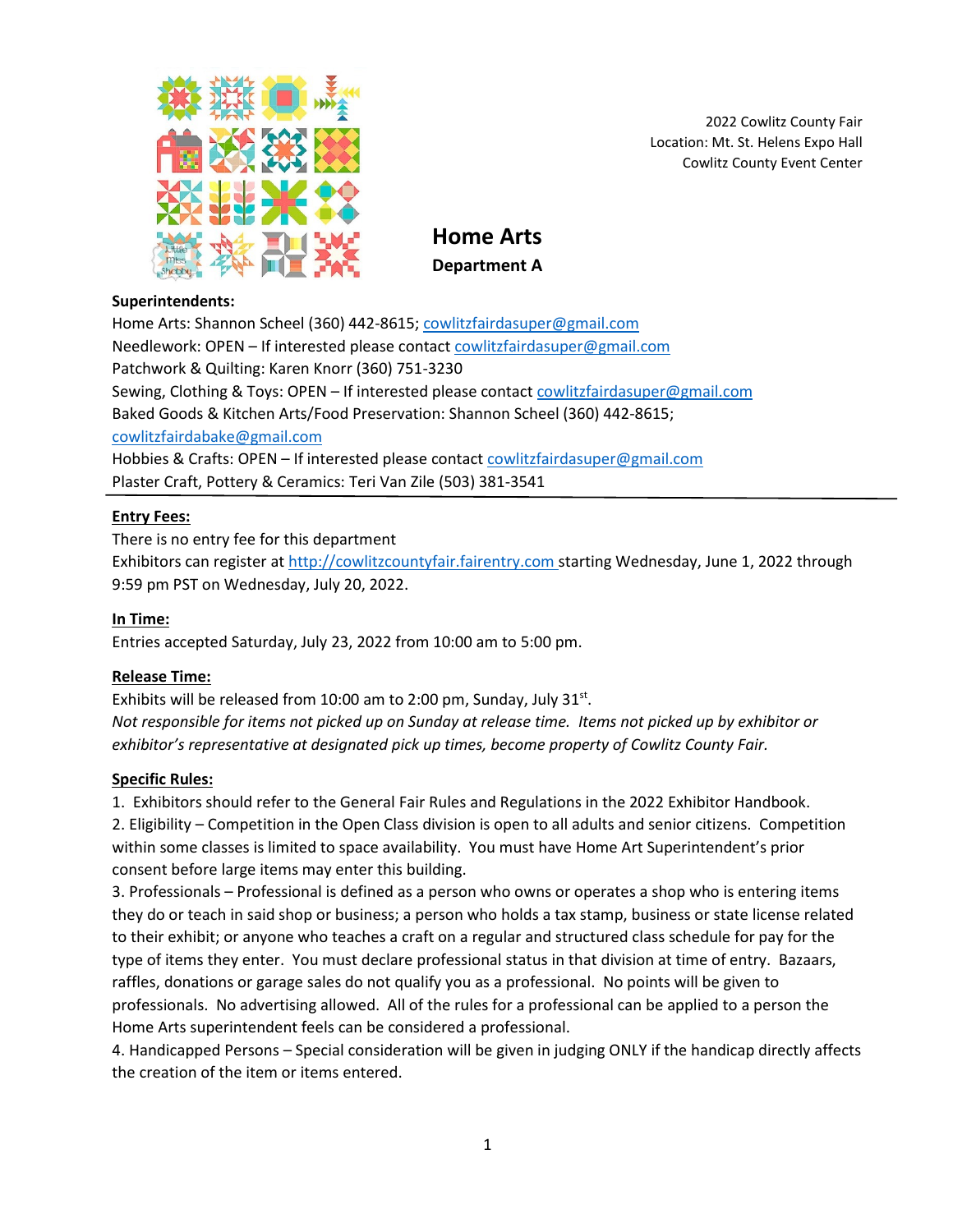2022 Cowlitz County Fair
Location: Mt. St. Helens Expo Hall
Cowlitz County Event Center

# Home Arts
## Department A

**Superintendents:**
Home Arts: Shannon Scheel (360) 442-8615; cowlitzfairdasuper@gmail.com
Needlework: OPEN – If interested please contact cowlitzfairdasuper@gmail.com
Patchwork & Quilting: Karen Knorr (360) 751-3230
Sewing, Clothing & Toys: OPEN – If interested please contact cowlitzfairdasuper@gmail.com
Baked Goods & Kitchen Arts/Food Preservation: Shannon Scheel (360) 442-8615; cowlitzfairdabake@gmail.com
Hobbies & Crafts: OPEN – If interested please contact cowlitzfairdasuper@gmail.com
Plaster Craft, Pottery & Ceramics: Teri Van Zile (503) 381-3541

**Entry Fees:**
There is no entry fee for this department
Exhibitors can register at http://cowlitzcountyfair.fairentry.com starting Wednesday, June 1, 2022 through 9:59 pm PST on Wednesday, July 20, 2022.

**In Time:**
Entries accepted Saturday, July 23, 2022 from 10:00 am to 5:00 pm.

**Release Time:**
Exhibits will be released from 10:00 am to 2:00 pm, Sunday, July 31st.
*Not responsible for items not picked up on Sunday at release time. Items not picked up by exhibitor or exhibitor's representative at designated pick up times, become property of Cowlitz County Fair.*

**Specific Rules:**
1. Exhibitors should refer to the General Fair Rules and Regulations in the 2022 Exhibitor Handbook.
2. Eligibility – Competition in the Open Class division is open to all adults and senior citizens. Competition within some classes is limited to space availability. You must have Home Art Superintendent's prior consent before large items may enter this building.
3. Professionals – Professional is defined as a person who owns or operates a shop who is entering items they do or teach in said shop or business; a person who holds a tax stamp, business or state license related to their exhibit; or anyone who teaches a craft on a regular and structured class schedule for pay for the type of items they enter. You must declare professional status in that division at time of entry. Bazaars, raffles, donations or garage sales do not qualify you as a professional. No points will be given to professionals. No advertising allowed. All of the rules for a professional can be applied to a person the Home Arts superintendent feels can be considered a professional.
4. Handicapped Persons – Special consideration will be given in judging ONLY if the handicap directly affects the creation of the item or items entered.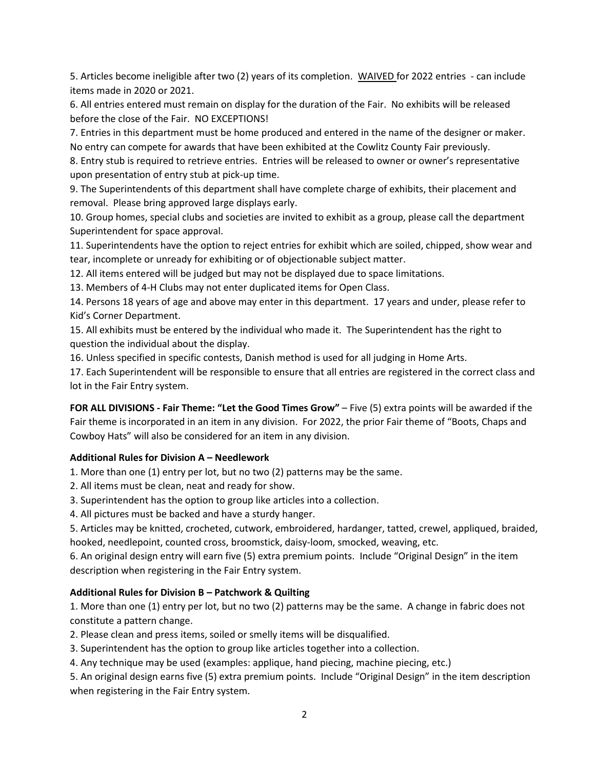5. Articles become ineligible after two (2) years of its completion. WAIVED for 2022 entries - can include items made in 2020 or 2021.

6. All entries entered must remain on display for the duration of the Fair. No exhibits will be released before the close of the Fair. NO EXCEPTIONS!

7. Entries in this department must be home produced and entered in the name of the designer or maker. No entry can compete for awards that have been exhibited at the Cowlitz County Fair previously.

8. Entry stub is required to retrieve entries. Entries will be released to owner or owner's representative upon presentation of entry stub at pick-up time.

9. The Superintendents of this department shall have complete charge of exhibits, their placement and removal. Please bring approved large displays early.

10. Group homes, special clubs and societies are invited to exhibit as a group, please call the department Superintendent for space approval.

11. Superintendents have the option to reject entries for exhibit which are soiled, chipped, show wear and tear, incomplete or unready for exhibiting or of objectionable subject matter.

12. All items entered will be judged but may not be displayed due to space limitations.

13. Members of 4-H Clubs may not enter duplicated items for Open Class.

14. Persons 18 years of age and above may enter in this department. 17 years and under, please refer to Kid's Corner Department.

15. All exhibits must be entered by the individual who made it. The Superintendent has the right to question the individual about the display.

16. Unless specified in specific contests, Danish method is used for all judging in Home Arts.

17. Each Superintendent will be responsible to ensure that all entries are registered in the correct class and lot in the Fair Entry system.

**FOR ALL DIVISIONS - Fair Theme: "Let the Good Times Grow"** – Five (5) extra points will be awarded if the Fair theme is incorporated in an item in any division. For 2022, the prior Fair theme of "Boots, Chaps and Cowboy Hats" will also be considered for an item in any division.

### Additional Rules for Division A – Needlework

1. More than one (1) entry per lot, but no two (2) patterns may be the same.
2. All items must be clean, neat and ready for show.
3. Superintendent has the option to group like articles into a collection.
4. All pictures must be backed and have a sturdy hanger.
5. Articles may be knitted, crocheted, cutwork, embroidered, hardanger, tatted, crewel, appliqued, braided, hooked, needlepoint, counted cross, broomstick, daisy-loom, smocked, weaving, etc.
6. An original design entry will earn five (5) extra premium points. Include "Original Design" in the item description when registering in the Fair Entry system.

### Additional Rules for Division B – Patchwork & Quilting

1. More than one (1) entry per lot, but no two (2) patterns may be the same. A change in fabric does not constitute a pattern change.
2. Please clean and press items, soiled or smelly items will be disqualified.
3. Superintendent has the option to group like articles together into a collection.
4. Any technique may be used (examples: applique, hand piecing, machine piecing, etc.)
5. An original design earns five (5) extra premium points. Include "Original Design" in the item description when registering in the Fair Entry system.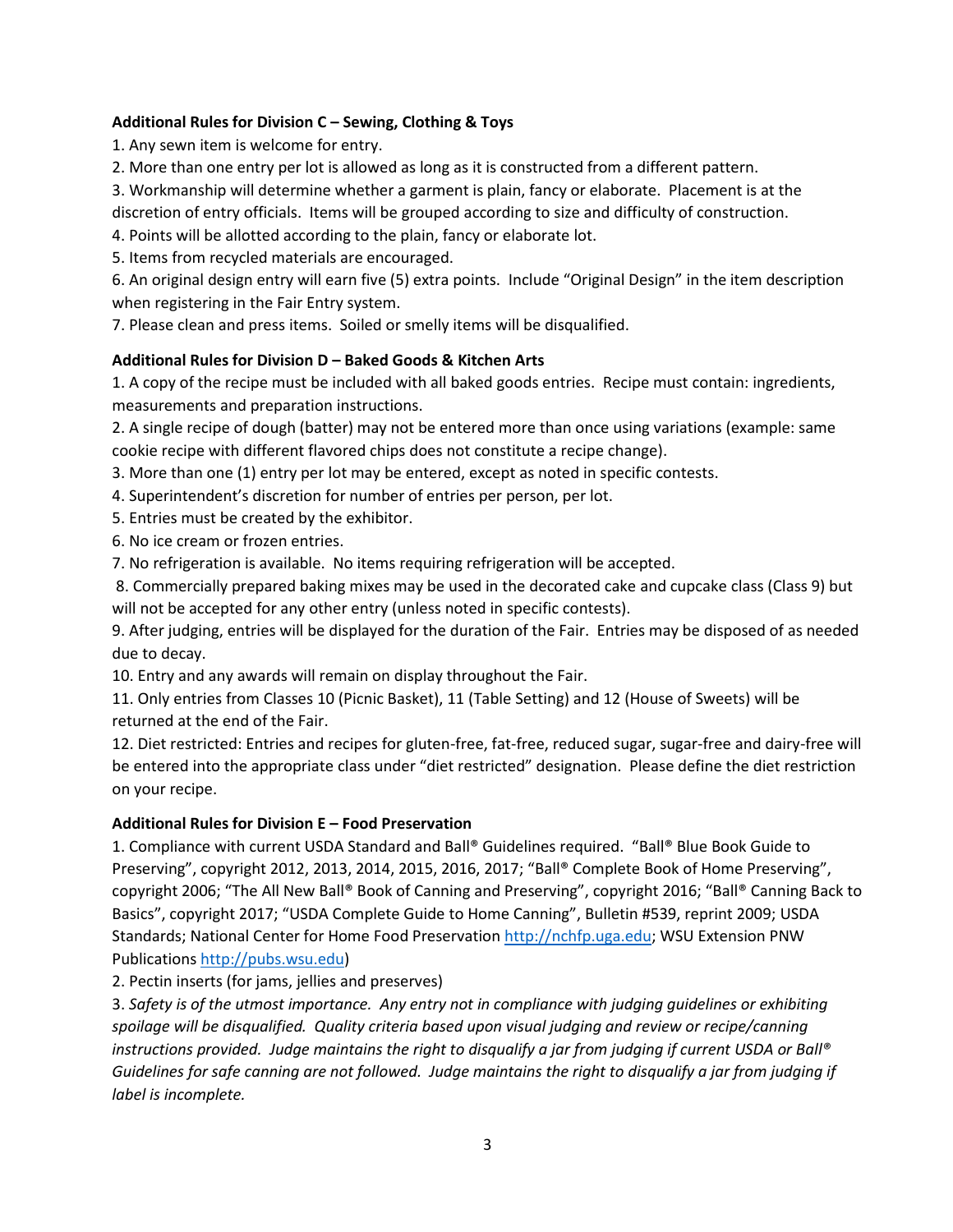**Additional Rules for Division C – Sewing, Clothing & Toys**

1. Any sewn item is welcome for entry.
2. More than one entry per lot is allowed as long as it is constructed from a different pattern.
3. Workmanship will determine whether a garment is plain, fancy or elaborate. Placement is at the discretion of entry officials. Items will be grouped according to size and difficulty of construction.
4. Points will be allotted according to the plain, fancy or elaborate lot.
5. Items from recycled materials are encouraged.
6. An original design entry will earn five (5) extra points. Include "Original Design" in the item description when registering in the Fair Entry system.
7. Please clean and press items. Soiled or smelly items will be disqualified.

**Additional Rules for Division D – Baked Goods & Kitchen Arts**

1. A copy of the recipe must be included with all baked goods entries. Recipe must contain: ingredients, measurements and preparation instructions.
2. A single recipe of dough (batter) may not be entered more than once using variations (example: same cookie recipe with different flavored chips does not constitute a recipe change).
3. More than one (1) entry per lot may be entered, except as noted in specific contests.
4. Superintendent's discretion for number of entries per person, per lot.
5. Entries must be created by the exhibitor.
6. No ice cream or frozen entries.
7. No refrigeration is available. No items requiring refrigeration will be accepted.
8. Commercially prepared baking mixes may be used in the decorated cake and cupcake class (Class 9) but will not be accepted for any other entry (unless noted in specific contests).
9. After judging, entries will be displayed for the duration of the Fair. Entries may be disposed of as needed due to decay.
10. Entry and any awards will remain on display throughout the Fair.
11. Only entries from Classes 10 (Picnic Basket), 11 (Table Setting) and 12 (House of Sweets) will be returned at the end of the Fair.
12. Diet restricted: Entries and recipes for gluten-free, fat-free, reduced sugar, sugar-free and dairy-free will be entered into the appropriate class under "diet restricted" designation. Please define the diet restriction on your recipe.

**Additional Rules for Division E – Food Preservation**

1. Compliance with current USDA Standard and Ball® Guidelines required. "Ball® Blue Book Guide to Preserving", copyright 2012, 2013, 2014, 2015, 2016, 2017; "Ball® Complete Book of Home Preserving", copyright 2006; "The All New Ball® Book of Canning and Preserving", copyright 2016; "Ball® Canning Back to Basics", copyright 2017; "USDA Complete Guide to Home Canning", Bulletin #539, reprint 2009; USDA Standards; National Center for Home Food Preservation http://nchfp.uga.edu; WSU Extension PNW Publications http://pubs.wsu.edu)
2. Pectin inserts (for jams, jellies and preserves)
3. *Safety is of the utmost importance. Any entry not in compliance with judging guidelines or exhibiting spoilage will be disqualified. Quality criteria based upon visual judging and review or recipe/canning instructions provided. Judge maintains the right to disqualify a jar from judging if current USDA or Ball® Guidelines for safe canning are not followed. Judge maintains the right to disqualify a jar from judging if label is incomplete.*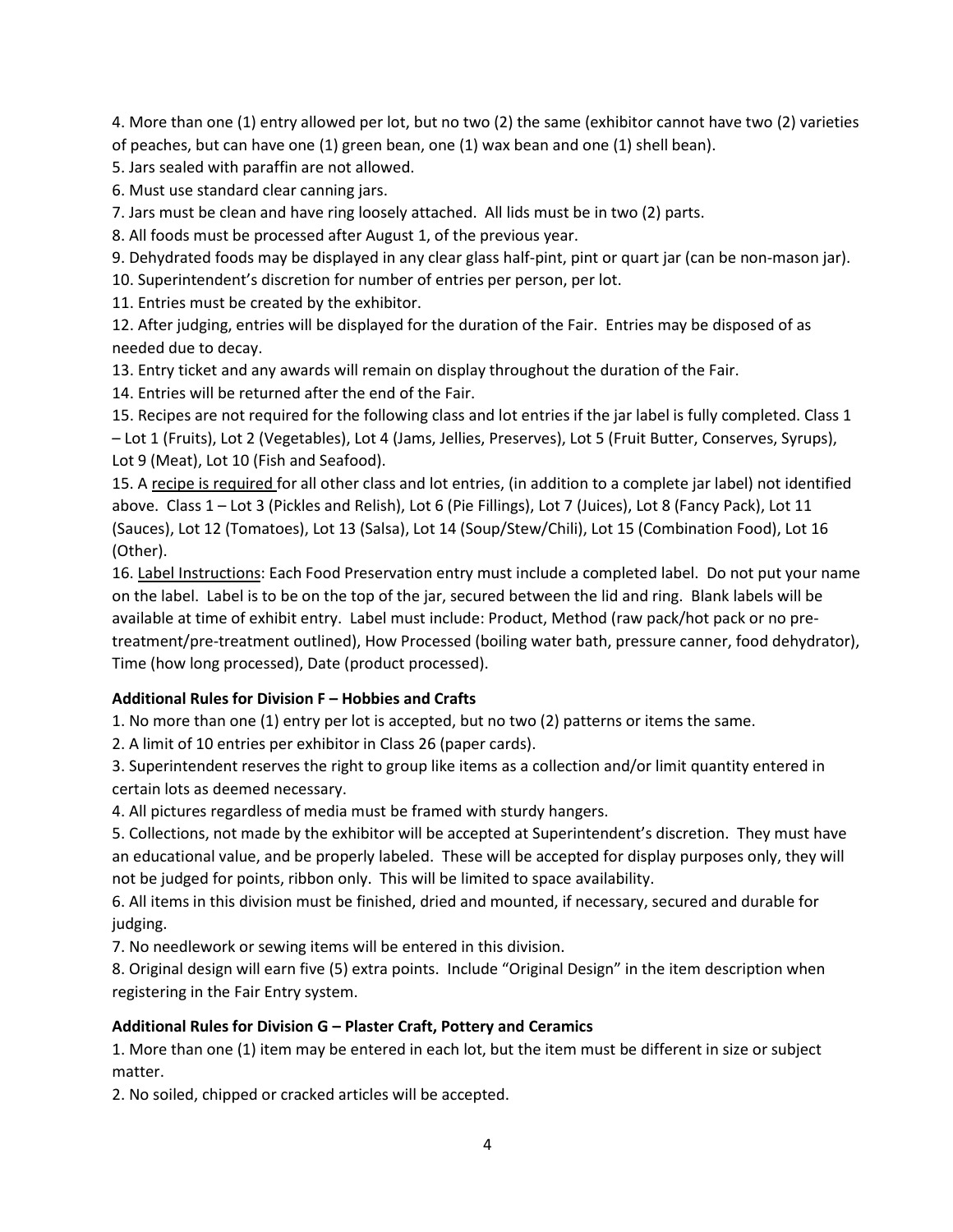4. More than one (1) entry allowed per lot, but no two (2) the same (exhibitor cannot have two (2) varieties of peaches, but can have one (1) green bean, one (1) wax bean and one (1) shell bean).
5. Jars sealed with paraffin are not allowed.
6. Must use standard clear canning jars.
7. Jars must be clean and have ring loosely attached. All lids must be in two (2) parts.
8. All foods must be processed after August 1, of the previous year.
9. Dehydrated foods may be displayed in any clear glass half-pint, pint or quart jar (can be non-mason jar).
10. Superintendent's discretion for number of entries per person, per lot.
11. Entries must be created by the exhibitor.
12. After judging, entries will be displayed for the duration of the Fair. Entries may be disposed of as needed due to decay.
13. Entry ticket and any awards will remain on display throughout the duration of the Fair.
14. Entries will be returned after the end of the Fair.
15. Recipes are not required for the following class and lot entries if the jar label is fully completed. Class 1 – Lot 1 (Fruits), Lot 2 (Vegetables), Lot 4 (Jams, Jellies, Preserves), Lot 5 (Fruit Butter, Conserves, Syrups), Lot 9 (Meat), Lot 10 (Fish and Seafood).
15. A <u>recipe is required</u> for all other class and lot entries, (in addition to a complete jar label) not identified above. Class 1 – Lot 3 (Pickles and Relish), Lot 6 (Pie Fillings), Lot 7 (Juices), Lot 8 (Fancy Pack), Lot 11 (Sauces), Lot 12 (Tomatoes), Lot 13 (Salsa), Lot 14 (Soup/Stew/Chili), Lot 15 (Combination Food), Lot 16 (Other).
16. <u>Label Instructions</u>: Each Food Preservation entry must include a completed label. Do not put your name on the label. Label is to be on the top of the jar, secured between the lid and ring. Blank labels will be available at time of exhibit entry. Label must include: Product, Method (raw pack/hot pack or no pre-treatment/pre-treatment outlined), How Processed (boiling water bath, pressure canner, food dehydrator), Time (how long processed), Date (product processed).

**Additional Rules for Division F – Hobbies and Crafts**

1. No more than one (1) entry per lot is accepted, but no two (2) patterns or items the same.
2. A limit of 10 entries per exhibitor in Class 26 (paper cards).
3. Superintendent reserves the right to group like items as a collection and/or limit quantity entered in certain lots as deemed necessary.
4. All pictures regardless of media must be framed with sturdy hangers.
5. Collections, not made by the exhibitor will be accepted at Superintendent's discretion. They must have an educational value, and be properly labeled. These will be accepted for display purposes only, they will not be judged for points, ribbon only. This will be limited to space availability.
6. All items in this division must be finished, dried and mounted, if necessary, secured and durable for judging.
7. No needlework or sewing items will be entered in this division.
8. Original design will earn five (5) extra points. Include "Original Design" in the item description when registering in the Fair Entry system.

**Additional Rules for Division G – Plaster Craft, Pottery and Ceramics**

1. More than one (1) item may be entered in each lot, but the item must be different in size or subject matter.
2. No soiled, chipped or cracked articles will be accepted.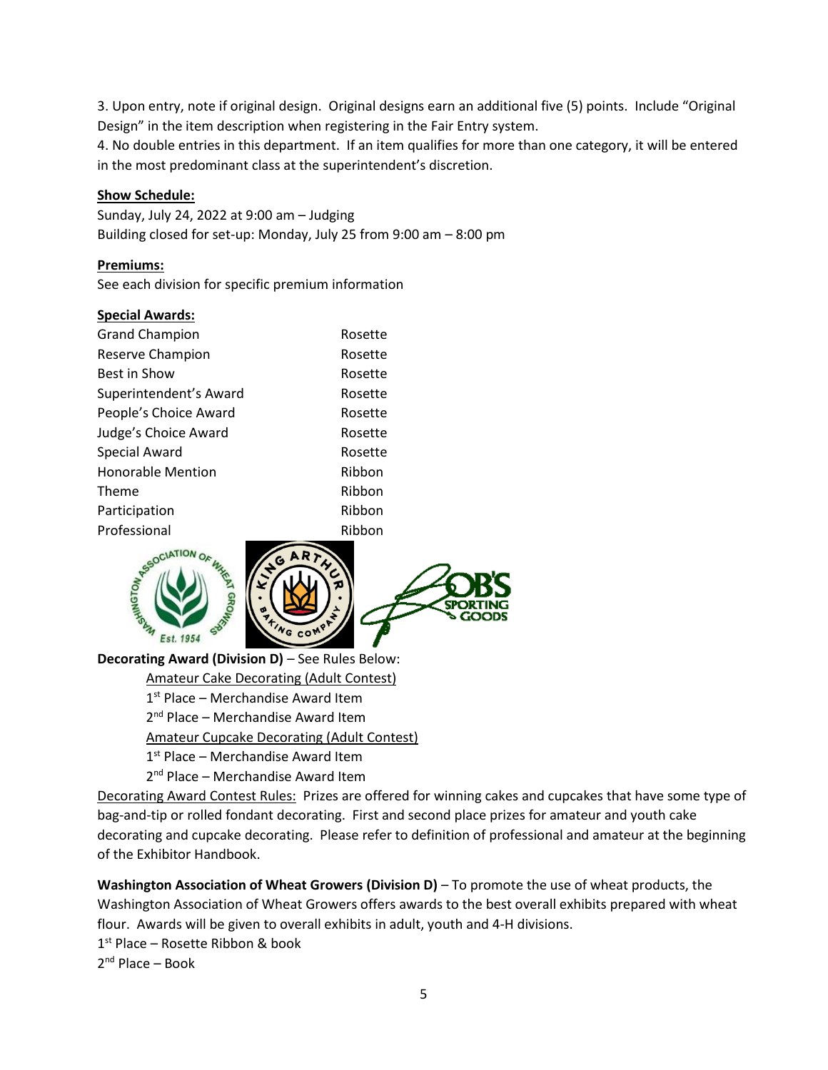3. Upon entry, note if original design. Original designs earn an additional five (5) points. Include "Original Design" in the item description when registering in the Fair Entry system.
4. No double entries in this department. If an item qualifies for more than one category, it will be entered in the most predominant class at the superintendent's discretion.

**Show Schedule:**

Sunday, July 24, 2022 at 9:00 am – Judging
Building closed for set-up: Monday, July 25 from 9:00 am – 8:00 pm

**Premiums:**

See each division for specific premium information

**Special Awards:**

| | |
|---|---|
| Grand Champion | Rosette |
| Reserve Champion | Rosette |
| Best in Show | Rosette |
| Superintendent's Award | Rosette |
| People's Choice Award | Rosette |
| Judge's Choice Award | Rosette |
| Special Award | Rosette |
| Honorable Mention | Ribbon |
| Theme | Ribbon |
| Participation | Ribbon |
| Professional | Ribbon |

**Decorating Award (Division D)** – See Rules Below:

Amateur Cake Decorating (Adult Contest)
1st Place – Merchandise Award Item
2nd Place – Merchandise Award Item

Amateur Cupcake Decorating (Adult Contest)
1st Place – Merchandise Award Item
2nd Place – Merchandise Award Item

Decorating Award Contest Rules: Prizes are offered for winning cakes and cupcakes that have some type of bag-and-tip or rolled fondant decorating. First and second place prizes for amateur and youth cake decorating and cupcake decorating. Please refer to definition of professional and amateur at the beginning of the Exhibitor Handbook.

**Washington Association of Wheat Growers (Division D)** – To promote the use of wheat products, the Washington Association of Wheat Growers offers awards to the best overall exhibits prepared with wheat flour. Awards will be given to overall exhibits in adult, youth and 4-H divisions.
1st Place – Rosette Ribbon & book
2nd Place – Book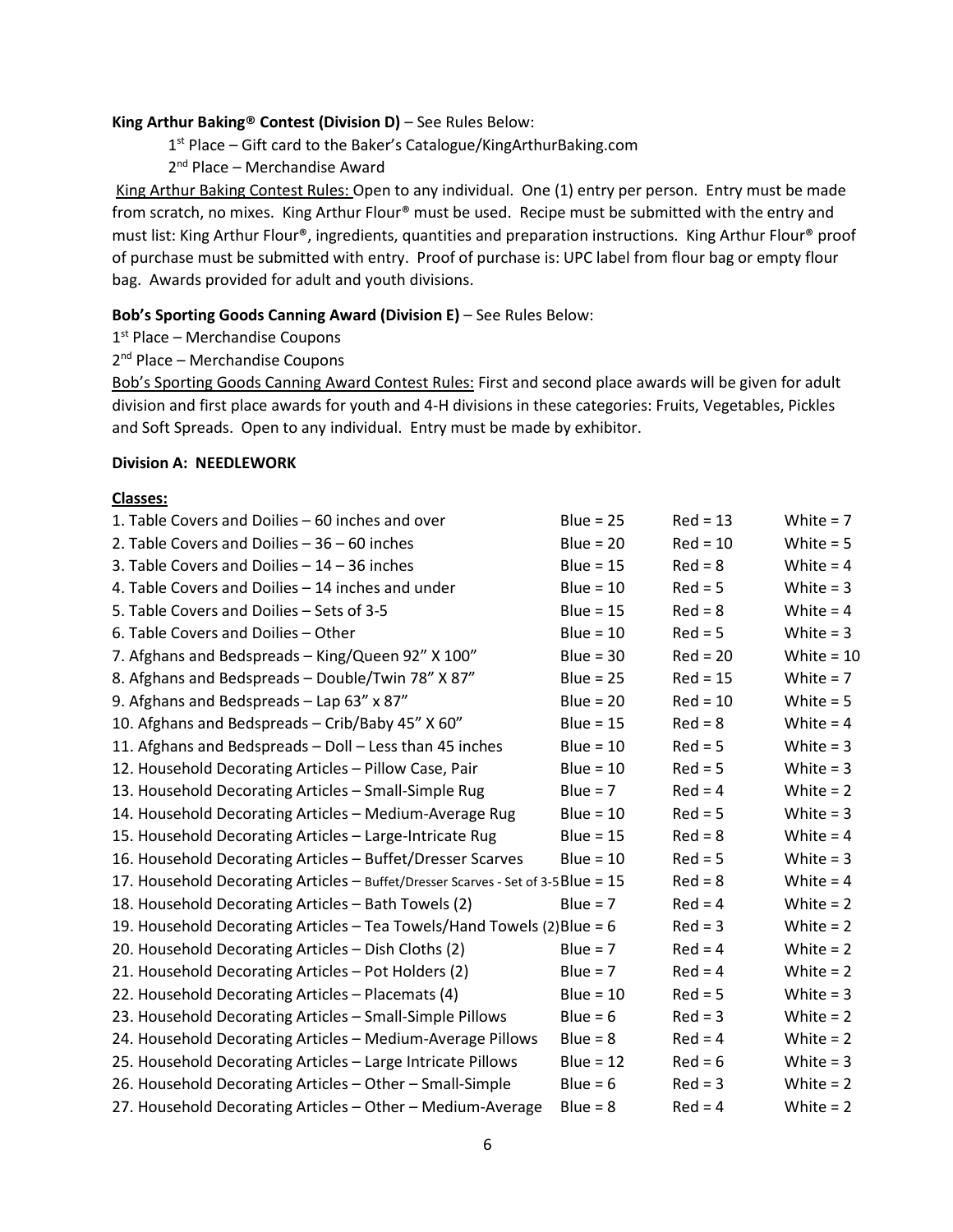**King Arthur Baking® Contest (Division D)** – See Rules Below:

1st Place – Gift card to the Baker's Catalogue/KingArthurBaking.com

2nd Place – Merchandise Award

King Arthur Baking Contest Rules: Open to any individual. One (1) entry per person. Entry must be made from scratch, no mixes. King Arthur Flour® must be used. Recipe must be submitted with the entry and must list: King Arthur Flour®, ingredients, quantities and preparation instructions. King Arthur Flour® proof of purchase must be submitted with entry. Proof of purchase is: UPC label from flour bag or empty flour bag. Awards provided for adult and youth divisions.

**Bob's Sporting Goods Canning Award (Division E)** – See Rules Below:

1st Place – Merchandise Coupons

2nd Place – Merchandise Coupons

Bob's Sporting Goods Canning Award Contest Rules: First and second place awards will be given for adult division and first place awards for youth and 4-H divisions in these categories: Fruits, Vegetables, Pickles and Soft Spreads. Open to any individual. Entry must be made by exhibitor.

**Division A: NEEDLEWORK**

**Classes:**

| Class | Blue | Red | White |
|---|---|---|---|
| 1. Table Covers and Doilies – 60 inches and over | Blue = 25 | Red = 13 | White = 7 |
| 2. Table Covers and Doilies – 36 – 60 inches | Blue = 20 | Red = 10 | White = 5 |
| 3. Table Covers and Doilies – 14 – 36 inches | Blue = 15 | Red = 8 | White = 4 |
| 4. Table Covers and Doilies – 14 inches and under | Blue = 10 | Red = 5 | White = 3 |
| 5. Table Covers and Doilies – Sets of 3-5 | Blue = 15 | Red = 8 | White = 4 |
| 6. Table Covers and Doilies – Other | Blue = 10 | Red = 5 | White = 3 |
| 7. Afghans and Bedspreads – King/Queen 92" X 100" | Blue = 30 | Red = 20 | White = 10 |
| 8. Afghans and Bedspreads – Double/Twin 78" X 87" | Blue = 25 | Red = 15 | White = 7 |
| 9. Afghans and Bedspreads – Lap 63" x 87" | Blue = 20 | Red = 10 | White = 5 |
| 10. Afghans and Bedspreads – Crib/Baby 45" X 60" | Blue = 15 | Red = 8 | White = 4 |
| 11. Afghans and Bedspreads – Doll – Less than 45 inches | Blue = 10 | Red = 5 | White = 3 |
| 12. Household Decorating Articles – Pillow Case, Pair | Blue = 10 | Red = 5 | White = 3 |
| 13. Household Decorating Articles – Small-Simple Rug | Blue = 7 | Red = 4 | White = 2 |
| 14. Household Decorating Articles – Medium-Average Rug | Blue = 10 | Red = 5 | White = 3 |
| 15. Household Decorating Articles – Large-Intricate Rug | Blue = 15 | Red = 8 | White = 4 |
| 16. Household Decorating Articles – Buffet/Dresser Scarves | Blue = 10 | Red = 5 | White = 3 |
| 17. Household Decorating Articles – Buffet/Dresser Scarves - Set of 3-5 | Blue = 15 | Red = 8 | White = 4 |
| 18. Household Decorating Articles – Bath Towels (2) | Blue = 7 | Red = 4 | White = 2 |
| 19. Household Decorating Articles – Tea Towels/Hand Towels (2) | Blue = 6 | Red = 3 | White = 2 |
| 20. Household Decorating Articles – Dish Cloths (2) | Blue = 7 | Red = 4 | White = 2 |
| 21. Household Decorating Articles – Pot Holders (2) | Blue = 7 | Red = 4 | White = 2 |
| 22. Household Decorating Articles – Placemats (4) | Blue = 10 | Red = 5 | White = 3 |
| 23. Household Decorating Articles – Small-Simple Pillows | Blue = 6 | Red = 3 | White = 2 |
| 24. Household Decorating Articles – Medium-Average Pillows | Blue = 8 | Red = 4 | White = 2 |
| 25. Household Decorating Articles – Large Intricate Pillows | Blue = 12 | Red = 6 | White = 3 |
| 26. Household Decorating Articles – Other – Small-Simple | Blue = 6 | Red = 3 | White = 2 |
| 27. Household Decorating Articles – Other – Medium-Average | Blue = 8 | Red = 4 | White = 2 |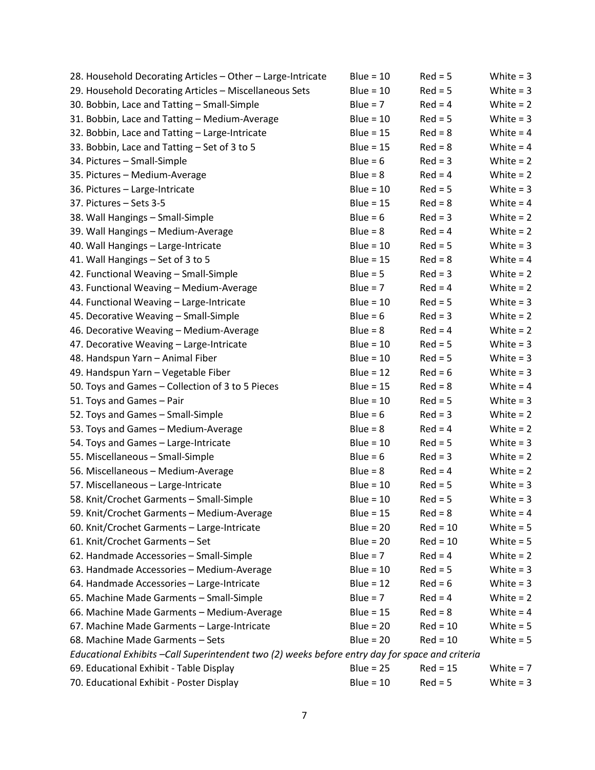| | | | |
|---|---|---|---|
| 28. Household Decorating Articles – Other – Large-Intricate | Blue = 10 | Red = 5 | White = 3 |
| 29. Household Decorating Articles – Miscellaneous Sets | Blue = 10 | Red = 5 | White = 3 |
| 30. Bobbin, Lace and Tatting – Small-Simple | Blue = 7 | Red = 4 | White = 2 |
| 31. Bobbin, Lace and Tatting – Medium-Average | Blue = 10 | Red = 5 | White = 3 |
| 32. Bobbin, Lace and Tatting – Large-Intricate | Blue = 15 | Red = 8 | White = 4 |
| 33. Bobbin, Lace and Tatting – Set of 3 to 5 | Blue = 15 | Red = 8 | White = 4 |
| 34. Pictures – Small-Simple | Blue = 6 | Red = 3 | White = 2 |
| 35. Pictures – Medium-Average | Blue = 8 | Red = 4 | White = 2 |
| 36. Pictures – Large-Intricate | Blue = 10 | Red = 5 | White = 3 |
| 37. Pictures – Sets 3-5 | Blue = 15 | Red = 8 | White = 4 |
| 38. Wall Hangings – Small-Simple | Blue = 6 | Red = 3 | White = 2 |
| 39. Wall Hangings – Medium-Average | Blue = 8 | Red = 4 | White = 2 |
| 40. Wall Hangings – Large-Intricate | Blue = 10 | Red = 5 | White = 3 |
| 41. Wall Hangings – Set of 3 to 5 | Blue = 15 | Red = 8 | White = 4 |
| 42. Functional Weaving – Small-Simple | Blue = 5 | Red = 3 | White = 2 |
| 43. Functional Weaving – Medium-Average | Blue = 7 | Red = 4 | White = 2 |
| 44. Functional Weaving – Large-Intricate | Blue = 10 | Red = 5 | White = 3 |
| 45. Decorative Weaving – Small-Simple | Blue = 6 | Red = 3 | White = 2 |
| 46. Decorative Weaving – Medium-Average | Blue = 8 | Red = 4 | White = 2 |
| 47. Decorative Weaving – Large-Intricate | Blue = 10 | Red = 5 | White = 3 |
| 48. Handspun Yarn – Animal Fiber | Blue = 10 | Red = 5 | White = 3 |
| 49. Handspun Yarn – Vegetable Fiber | Blue = 12 | Red = 6 | White = 3 |
| 50. Toys and Games – Collection of 3 to 5 Pieces | Blue = 15 | Red = 8 | White = 4 |
| 51. Toys and Games – Pair | Blue = 10 | Red = 5 | White = 3 |
| 52. Toys and Games – Small-Simple | Blue = 6 | Red = 3 | White = 2 |
| 53. Toys and Games – Medium-Average | Blue = 8 | Red = 4 | White = 2 |
| 54. Toys and Games – Large-Intricate | Blue = 10 | Red = 5 | White = 3 |
| 55. Miscellaneous – Small-Simple | Blue = 6 | Red = 3 | White = 2 |
| 56. Miscellaneous – Medium-Average | Blue = 8 | Red = 4 | White = 2 |
| 57. Miscellaneous – Large-Intricate | Blue = 10 | Red = 5 | White = 3 |
| 58. Knit/Crochet Garments – Small-Simple | Blue = 10 | Red = 5 | White = 3 |
| 59. Knit/Crochet Garments – Medium-Average | Blue = 15 | Red = 8 | White = 4 |
| 60. Knit/Crochet Garments – Large-Intricate | Blue = 20 | Red = 10 | White = 5 |
| 61. Knit/Crochet Garments – Set | Blue = 20 | Red = 10 | White = 5 |
| 62. Handmade Accessories – Small-Simple | Blue = 7 | Red = 4 | White = 2 |
| 63. Handmade Accessories – Medium-Average | Blue = 10 | Red = 5 | White = 3 |
| 64. Handmade Accessories – Large-Intricate | Blue = 12 | Red = 6 | White = 3 |
| 65. Machine Made Garments – Small-Simple | Blue = 7 | Red = 4 | White = 2 |
| 66. Machine Made Garments – Medium-Average | Blue = 15 | Red = 8 | White = 4 |
| 67. Machine Made Garments – Large-Intricate | Blue = 20 | Red = 10 | White = 5 |
| 68. Machine Made Garments – Sets | Blue = 20 | Red = 10 | White = 5 |

*Educational Exhibits –Call Superintendent two (2) weeks before entry day for space and criteria*

| | | | |
|---|---|---|---|
| 69. Educational Exhibit - Table Display | Blue = 25 | Red = 15 | White = 7 |
| 70. Educational Exhibit - Poster Display | Blue = 10 | Red = 5 | White = 3 |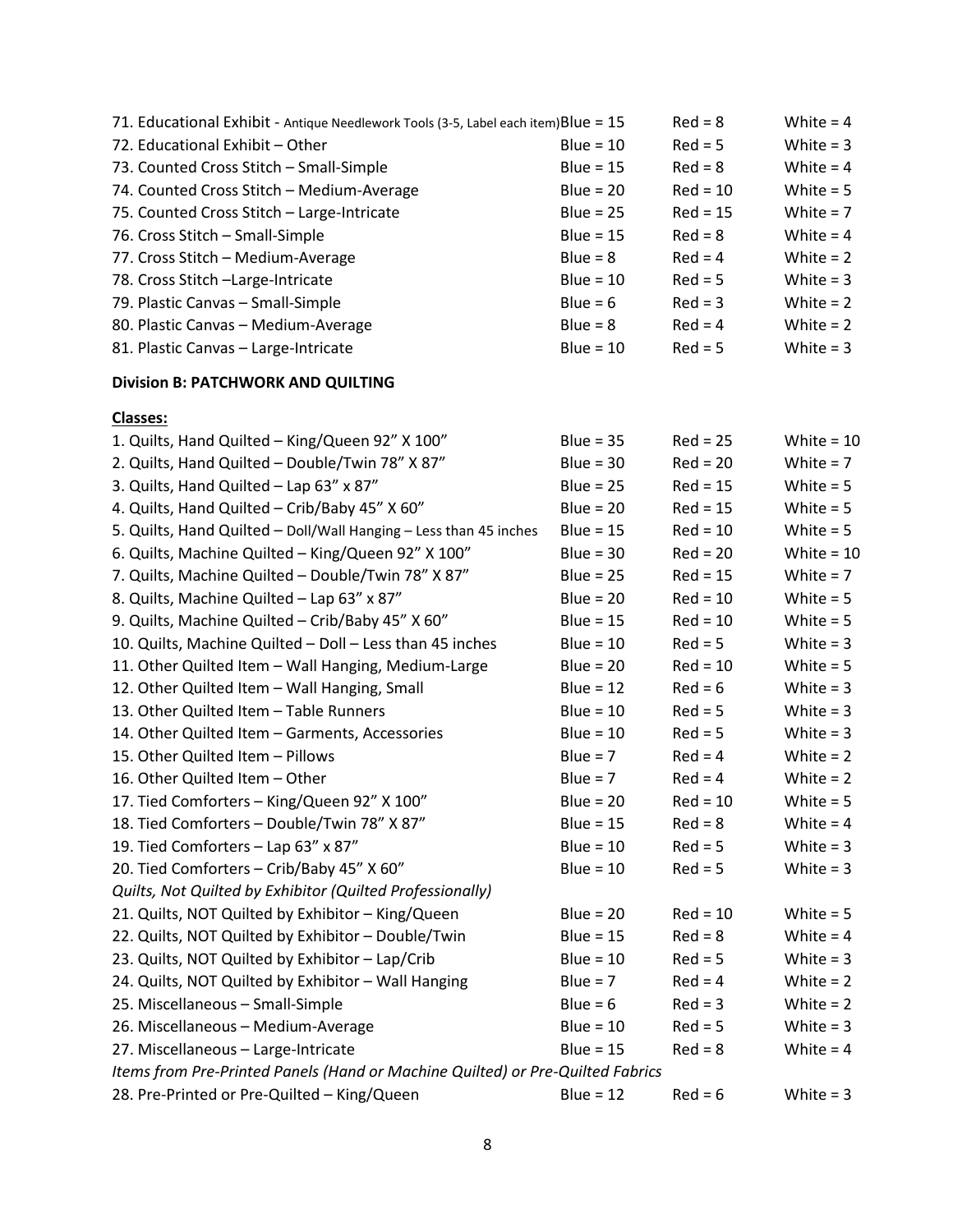| | | | |
|---|---|---|---|
| 71. Educational Exhibit - Antique Needlework Tools (3-5, Label each item) | Blue = 15 | Red = 8 | White = 4 |
| 72. Educational Exhibit – Other | Blue = 10 | Red = 5 | White = 3 |
| 73. Counted Cross Stitch – Small-Simple | Blue = 15 | Red = 8 | White = 4 |
| 74. Counted Cross Stitch – Medium-Average | Blue = 20 | Red = 10 | White = 5 |
| 75. Counted Cross Stitch – Large-Intricate | Blue = 25 | Red = 15 | White = 7 |
| 76. Cross Stitch – Small-Simple | Blue = 15 | Red = 8 | White = 4 |
| 77. Cross Stitch – Medium-Average | Blue = 8 | Red = 4 | White = 2 |
| 78. Cross Stitch –Large-Intricate | Blue = 10 | Red = 5 | White = 3 |
| 79. Plastic Canvas – Small-Simple | Blue = 6 | Red = 3 | White = 2 |
| 80. Plastic Canvas – Medium-Average | Blue = 8 | Red = 4 | White = 2 |
| 81. Plastic Canvas – Large-Intricate | Blue = 10 | Red = 5 | White = 3 |

**Division B: PATCHWORK AND QUILTING**

**Classes:**

| | | | |
|---|---|---|---|
| 1. Quilts, Hand Quilted – King/Queen 92" X 100" | Blue = 35 | Red = 25 | White = 10 |
| 2. Quilts, Hand Quilted – Double/Twin 78" X 87" | Blue = 30 | Red = 20 | White = 7 |
| 3. Quilts, Hand Quilted – Lap 63" x 87" | Blue = 25 | Red = 15 | White = 5 |
| 4. Quilts, Hand Quilted – Crib/Baby 45" X 60" | Blue = 20 | Red = 15 | White = 5 |
| 5. Quilts, Hand Quilted – Doll/Wall Hanging – Less than 45 inches | Blue = 15 | Red = 10 | White = 5 |
| 6. Quilts, Machine Quilted – King/Queen 92" X 100" | Blue = 30 | Red = 20 | White = 10 |
| 7. Quilts, Machine Quilted – Double/Twin 78" X 87" | Blue = 25 | Red = 15 | White = 7 |
| 8. Quilts, Machine Quilted – Lap 63" x 87" | Blue = 20 | Red = 10 | White = 5 |
| 9. Quilts, Machine Quilted – Crib/Baby 45" X 60" | Blue = 15 | Red = 10 | White = 5 |
| 10. Quilts, Machine Quilted – Doll – Less than 45 inches | Blue = 10 | Red = 5 | White = 3 |
| 11. Other Quilted Item – Wall Hanging, Medium-Large | Blue = 20 | Red = 10 | White = 5 |
| 12. Other Quilted Item – Wall Hanging, Small | Blue = 12 | Red = 6 | White = 3 |
| 13. Other Quilted Item – Table Runners | Blue = 10 | Red = 5 | White = 3 |
| 14. Other Quilted Item – Garments, Accessories | Blue = 10 | Red = 5 | White = 3 |
| 15. Other Quilted Item – Pillows | Blue = 7 | Red = 4 | White = 2 |
| 16. Other Quilted Item – Other | Blue = 7 | Red = 4 | White = 2 |
| 17. Tied Comforters – King/Queen 92" X 100" | Blue = 20 | Red = 10 | White = 5 |
| 18. Tied Comforters – Double/Twin 78" X 87" | Blue = 15 | Red = 8 | White = 4 |
| 19. Tied Comforters – Lap 63" x 87" | Blue = 10 | Red = 5 | White = 3 |
| 20. Tied Comforters – Crib/Baby 45" X 60" | Blue = 10 | Red = 5 | White = 3 |
| *Quilts, Not Quilted by Exhibitor (Quilted Professionally)* | | | |
| 21. Quilts, NOT Quilted by Exhibitor – King/Queen | Blue = 20 | Red = 10 | White = 5 |
| 22. Quilts, NOT Quilted by Exhibitor – Double/Twin | Blue = 15 | Red = 8 | White = 4 |
| 23. Quilts, NOT Quilted by Exhibitor – Lap/Crib | Blue = 10 | Red = 5 | White = 3 |
| 24. Quilts, NOT Quilted by Exhibitor – Wall Hanging | Blue = 7 | Red = 4 | White = 2 |
| 25. Miscellaneous – Small-Simple | Blue = 6 | Red = 3 | White = 2 |
| 26. Miscellaneous – Medium-Average | Blue = 10 | Red = 5 | White = 3 |
| 27. Miscellaneous – Large-Intricate | Blue = 15 | Red = 8 | White = 4 |
| *Items from Pre-Printed Panels (Hand or Machine Quilted) or Pre-Quilted Fabrics* | | | |
| 28. Pre-Printed or Pre-Quilted – King/Queen | Blue = 12 | Red = 6 | White = 3 |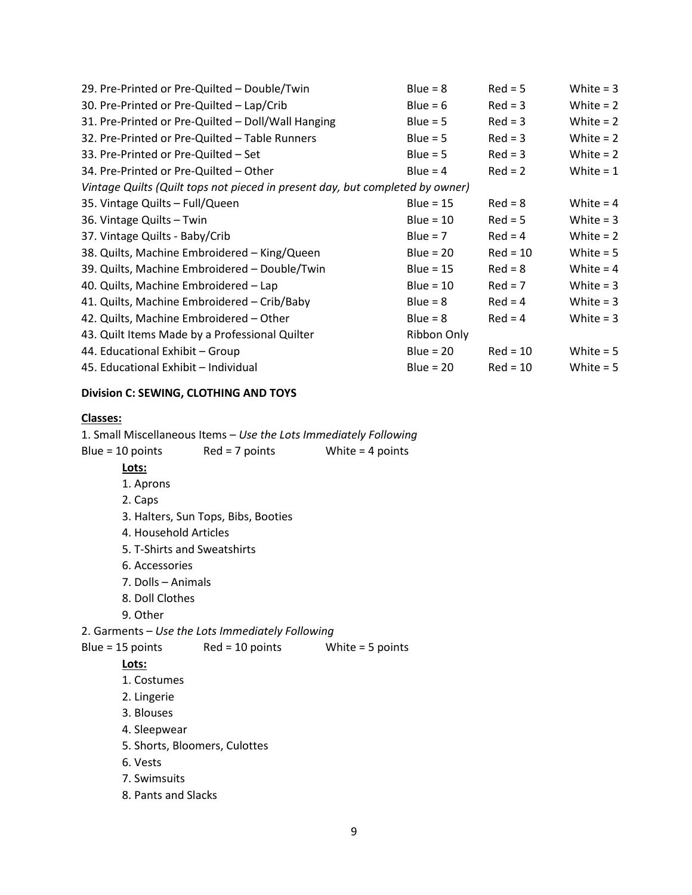| | | | |
|---|---|---|---|
| 29. Pre-Printed or Pre-Quilted – Double/Twin | Blue = 8 | Red = 5 | White = 3 |
| 30. Pre-Printed or Pre-Quilted – Lap/Crib | Blue = 6 | Red = 3 | White = 2 |
| 31. Pre-Printed or Pre-Quilted – Doll/Wall Hanging | Blue = 5 | Red = 3 | White = 2 |
| 32. Pre-Printed or Pre-Quilted – Table Runners | Blue = 5 | Red = 3 | White = 2 |
| 33. Pre-Printed or Pre-Quilted – Set | Blue = 5 | Red = 3 | White = 2 |
| 34. Pre-Printed or Pre-Quilted – Other | Blue = 4 | Red = 2 | White = 1 |
| *Vintage Quilts (Quilt tops not pieced in present day, but completed by owner)* | | | |
| 35. Vintage Quilts – Full/Queen | Blue = 15 | Red = 8 | White = 4 |
| 36. Vintage Quilts – Twin | Blue = 10 | Red = 5 | White = 3 |
| 37. Vintage Quilts - Baby/Crib | Blue = 7 | Red = 4 | White = 2 |
| 38. Quilts, Machine Embroidered – King/Queen | Blue = 20 | Red = 10 | White = 5 |
| 39. Quilts, Machine Embroidered – Double/Twin | Blue = 15 | Red = 8 | White = 4 |
| 40. Quilts, Machine Embroidered – Lap | Blue = 10 | Red = 7 | White = 3 |
| 41. Quilts, Machine Embroidered – Crib/Baby | Blue = 8 | Red = 4 | White = 3 |
| 42. Quilts, Machine Embroidered – Other | Blue = 8 | Red = 4 | White = 3 |
| 43. Quilt Items Made by a Professional Quilter | Ribbon Only | | |
| 44. Educational Exhibit – Group | Blue = 20 | Red = 10 | White = 5 |
| 45. Educational Exhibit – Individual | Blue = 20 | Red = 10 | White = 5 |

**Division C: SEWING, CLOTHING AND TOYS**

**Classes:**

1. Small Miscellaneous Items – *Use the Lots Immediately Following*

Blue = 10 points     Red = 7 points     White = 4 points

**Lots:**

1. Aprons
2. Caps
3. Halters, Sun Tops, Bibs, Booties
4. Household Articles
5. T-Shirts and Sweatshirts
6. Accessories
7. Dolls – Animals
8. Doll Clothes
9. Other

2. Garments – *Use the Lots Immediately Following*

Blue = 15 points     Red = 10 points     White = 5 points

**Lots:**

1. Costumes
2. Lingerie
3. Blouses
4. Sleepwear
5. Shorts, Bloomers, Culottes
6. Vests
7. Swimsuits
8. Pants and Slacks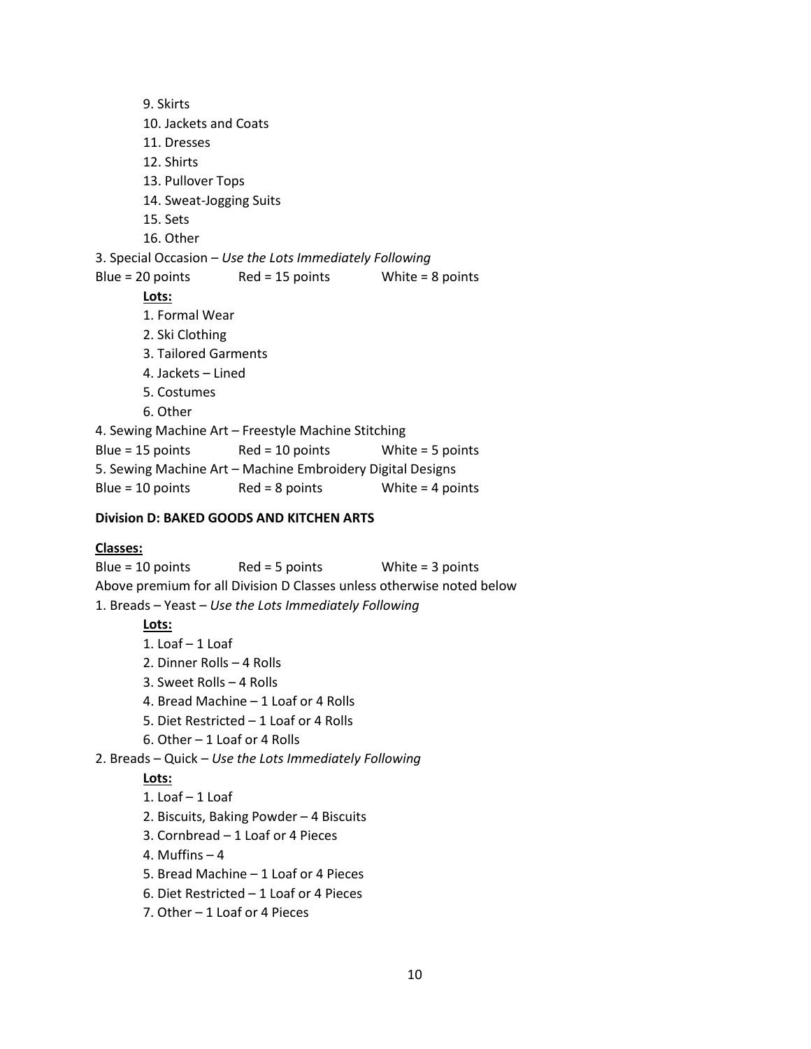9. Skirts
10. Jackets and Coats
11. Dresses
12. Shirts
13. Pullover Tops
14. Sweat-Jogging Suits
15. Sets
16. Other

3. Special Occasion – *Use the Lots Immediately Following*

Blue = 20 points Red = 15 points White = 8 points

**Lots:**

1. Formal Wear
2. Ski Clothing
3. Tailored Garments
4. Jackets – Lined
5. Costumes
6. Other

4. Sewing Machine Art – Freestyle Machine Stitching

Blue = 15 points Red = 10 points White = 5 points

5. Sewing Machine Art – Machine Embroidery Digital Designs

Blue = 10 points Red = 8 points White = 4 points

**Division D: BAKED GOODS AND KITCHEN ARTS**

**Classes:**

Blue = 10 points Red = 5 points White = 3 points

Above premium for all Division D Classes unless otherwise noted below

1. Breads – Yeast – *Use the Lots Immediately Following*

**Lots:**

1. Loaf – 1 Loaf
2. Dinner Rolls – 4 Rolls
3. Sweet Rolls – 4 Rolls
4. Bread Machine – 1 Loaf or 4 Rolls
5. Diet Restricted – 1 Loaf or 4 Rolls
6. Other – 1 Loaf or 4 Rolls

2. Breads – Quick – *Use the Lots Immediately Following*

**Lots:**

1. Loaf – 1 Loaf
2. Biscuits, Baking Powder – 4 Biscuits
3. Cornbread – 1 Loaf or 4 Pieces
4. Muffins – 4
5. Bread Machine – 1 Loaf or 4 Pieces
6. Diet Restricted – 1 Loaf or 4 Pieces
7. Other – 1 Loaf or 4 Pieces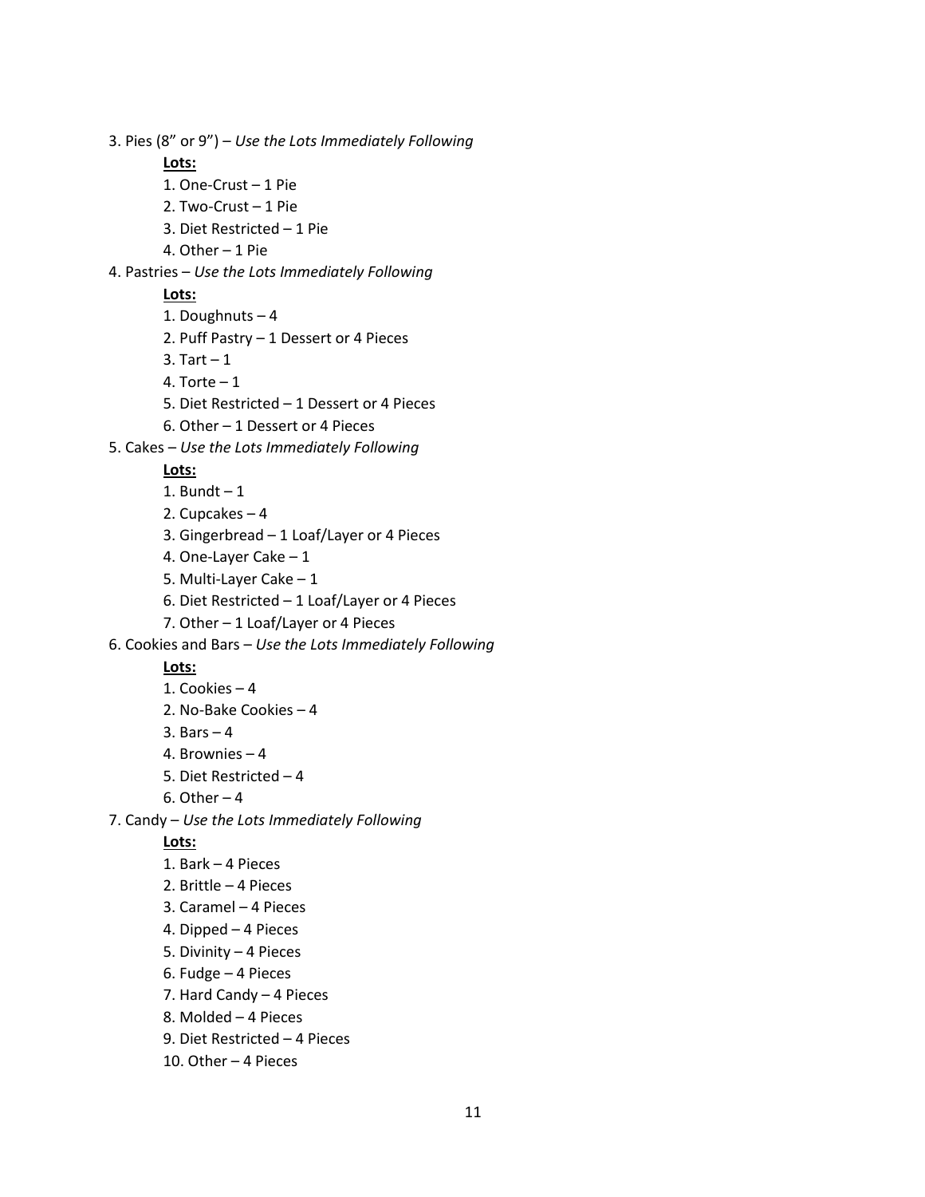3. Pies (8" or 9") – *Use the Lots Immediately Following*

   **Lots:**

   1. One-Crust – 1 Pie
   2. Two-Crust – 1 Pie
   3. Diet Restricted – 1 Pie
   4. Other – 1 Pie

4. Pastries – *Use the Lots Immediately Following*

   **Lots:**

   1. Doughnuts – 4
   2. Puff Pastry – 1 Dessert or 4 Pieces
   3. Tart – 1
   4. Torte – 1
   5. Diet Restricted – 1 Dessert or 4 Pieces
   6. Other – 1 Dessert or 4 Pieces

5. Cakes – *Use the Lots Immediately Following*

   **Lots:**

   1. Bundt – 1
   2. Cupcakes – 4
   3. Gingerbread – 1 Loaf/Layer or 4 Pieces
   4. One-Layer Cake – 1
   5. Multi-Layer Cake – 1
   6. Diet Restricted – 1 Loaf/Layer or 4 Pieces
   7. Other – 1 Loaf/Layer or 4 Pieces

6. Cookies and Bars – *Use the Lots Immediately Following*

   **Lots:**

   1. Cookies – 4
   2. No-Bake Cookies – 4
   3. Bars – 4
   4. Brownies – 4
   5. Diet Restricted – 4
   6. Other – 4

7. Candy – *Use the Lots Immediately Following*

   **Lots:**

   1. Bark – 4 Pieces
   2. Brittle – 4 Pieces
   3. Caramel – 4 Pieces
   4. Dipped – 4 Pieces
   5. Divinity – 4 Pieces
   6. Fudge – 4 Pieces
   7. Hard Candy – 4 Pieces
   8. Molded – 4 Pieces
   9. Diet Restricted – 4 Pieces
   10. Other – 4 Pieces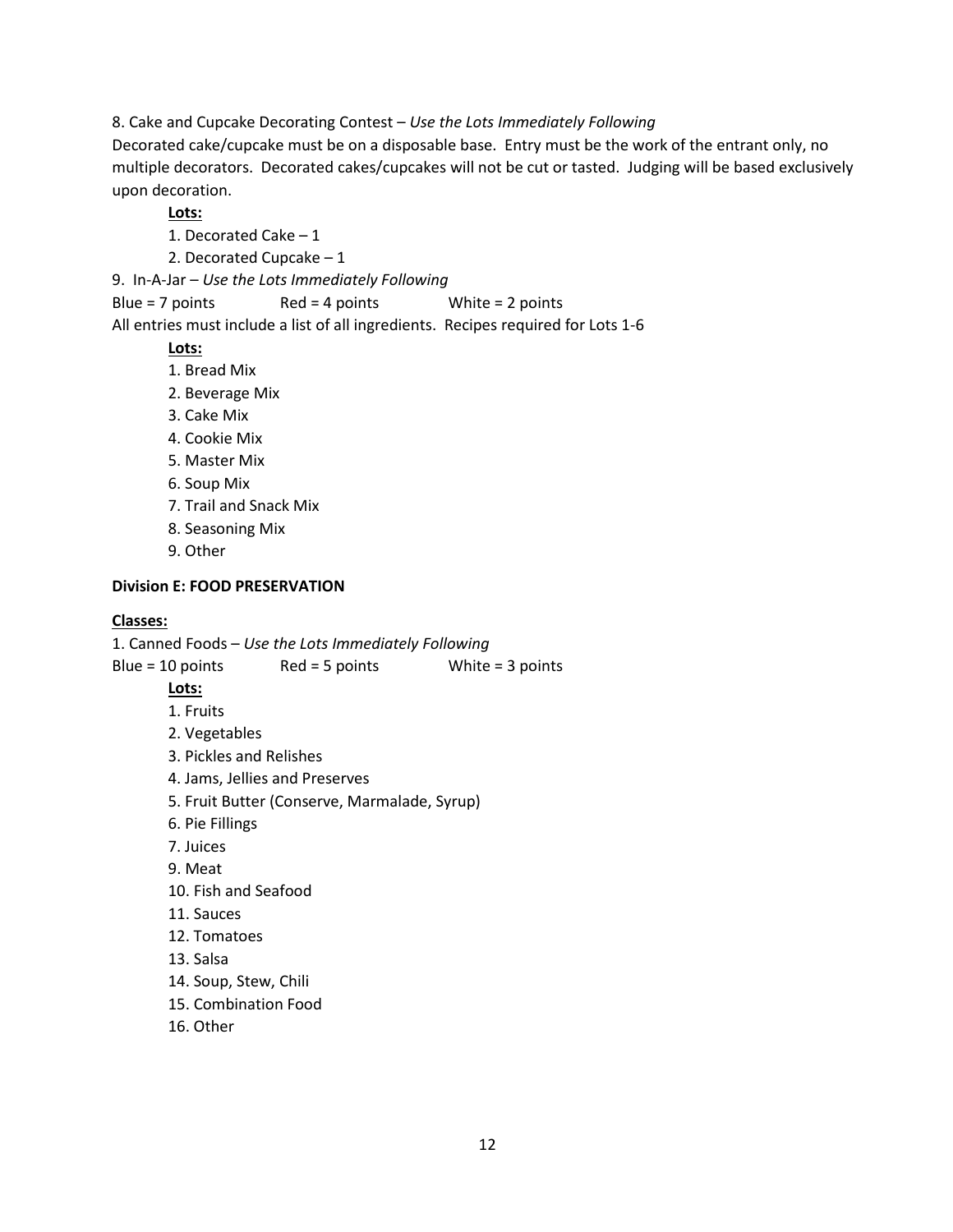8. Cake and Cupcake Decorating Contest – *Use the Lots Immediately Following*

Decorated cake/cupcake must be on a disposable base. Entry must be the work of the entrant only, no multiple decorators. Decorated cakes/cupcakes will not be cut or tasted. Judging will be based exclusively upon decoration.

**Lots:**

1. Decorated Cake – 1
2. Decorated Cupcake – 1

9. In-A-Jar – *Use the Lots Immediately Following*

Blue = 7 points  Red = 4 points  White = 2 points

All entries must include a list of all ingredients. Recipes required for Lots 1-6

**Lots:**

1. Bread Mix
2. Beverage Mix
3. Cake Mix
4. Cookie Mix
5. Master Mix
6. Soup Mix
7. Trail and Snack Mix
8. Seasoning Mix
9. Other

**Division E: FOOD PRESERVATION**

**Classes:**

1. Canned Foods – *Use the Lots Immediately Following*

Blue = 10 points  Red = 5 points  White = 3 points

**Lots:**

1. Fruits
2. Vegetables
3. Pickles and Relishes
4. Jams, Jellies and Preserves
5. Fruit Butter (Conserve, Marmalade, Syrup)
6. Pie Fillings
7. Juices

9. Meat
10. Fish and Seafood
11. Sauces
12. Tomatoes
13. Salsa
14. Soup, Stew, Chili
15. Combination Food
16. Other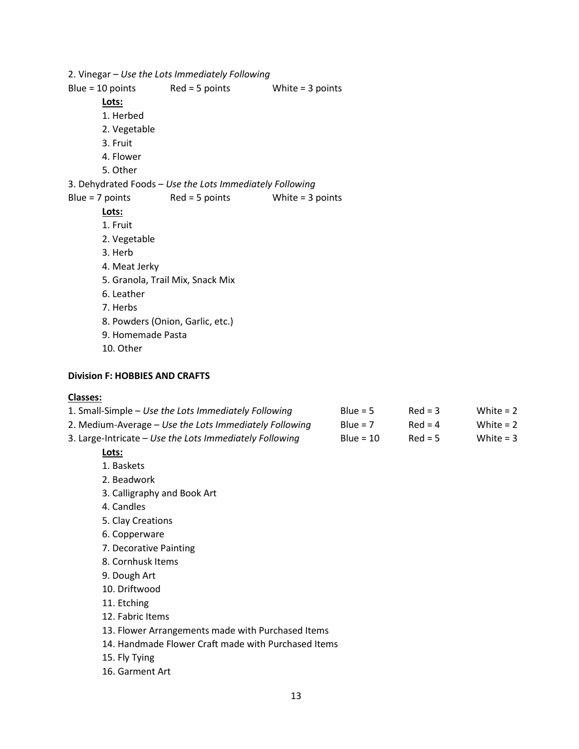2. Vinegar – *Use the Lots Immediately Following*

Blue = 10 points Red = 5 points White = 3 points

**Lots:**

1. Herbed
2. Vegetable
3. Fruit
4. Flower
5. Other

3. Dehydrated Foods – *Use the Lots Immediately Following*

Blue = 7 points Red = 5 points White = 3 points

**Lots:**

1. Fruit
2. Vegetable
3. Herb
4. Meat Jerky
5. Granola, Trail Mix, Snack Mix
6. Leather
7. Herbs
8. Powders (Onion, Garlic, etc.)
9. Homemade Pasta
10. Other

**Division F: HOBBIES AND CRAFTS**

**Classes:**

| | | | |
|---|---|---|---|
| 1. Small-Simple – *Use the Lots Immediately Following* | Blue = 5 | Red = 3 | White = 2 |
| 2. Medium-Average – *Use the Lots Immediately Following* | Blue = 7 | Red = 4 | White = 2 |
| 3. Large-Intricate – *Use the Lots Immediately Following* | Blue = 10 | Red = 5 | White = 3 |

**Lots:**

1. Baskets
2. Beadwork
3. Calligraphy and Book Art
4. Candles
5. Clay Creations
6. Copperware
7. Decorative Painting
8. Cornhusk Items
9. Dough Art
10. Driftwood
11. Etching
12. Fabric Items
13. Flower Arrangements made with Purchased Items
14. Handmade Flower Craft made with Purchased Items
15. Fly Tying
16. Garment Art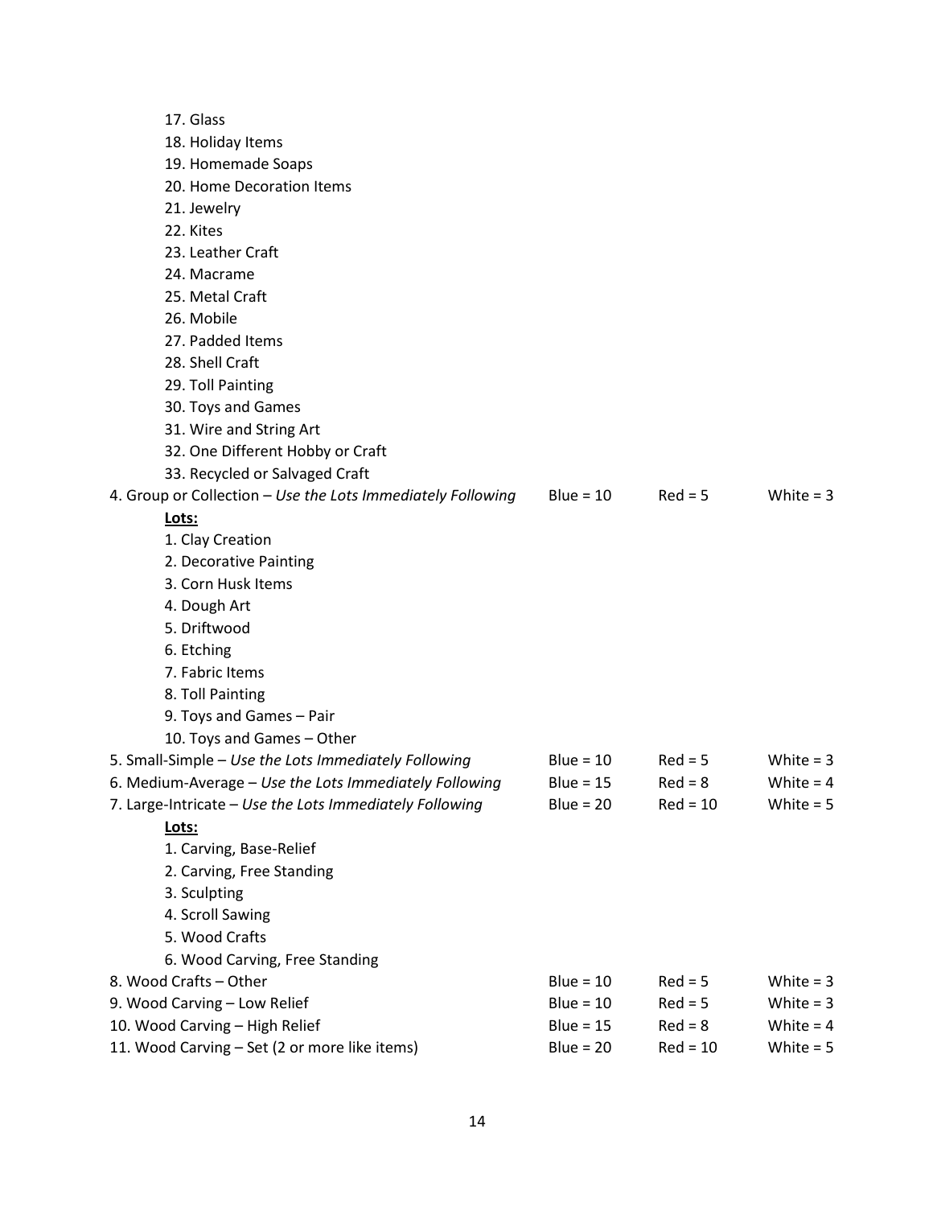17. Glass
18. Holiday Items
19. Homemade Soaps
20. Home Decoration Items
21. Jewelry
22. Kites
23. Leather Craft
24. Macrame
25. Metal Craft
26. Mobile
27. Padded Items
28. Shell Craft
29. Toll Painting
30. Toys and Games
31. Wire and String Art
32. One Different Hobby or Craft
33. Recycled or Salvaged Craft

| | | | |
|---|---|---|---|
| 4. Group or Collection – *Use the Lots Immediately Following* | Blue = 10 | Red = 5 | White = 3 |

**Lots:**

1. Clay Creation
2. Decorative Painting
3. Corn Husk Items
4. Dough Art
5. Driftwood
6. Etching
7. Fabric Items
8. Toll Painting
9. Toys and Games – Pair
10. Toys and Games – Other

| | | | |
|---|---|---|---|
| 5. Small-Simple – *Use the Lots Immediately Following* | Blue = 10 | Red = 5 | White = 3 |
| 6. Medium-Average – *Use the Lots Immediately Following* | Blue = 15 | Red = 8 | White = 4 |
| 7. Large-Intricate – *Use the Lots Immediately Following* | Blue = 20 | Red = 10 | White = 5 |

**Lots:**

1. Carving, Base-Relief
2. Carving, Free Standing
3. Sculpting
4. Scroll Sawing
5. Wood Crafts
6. Wood Carving, Free Standing

| | | | |
|---|---|---|---|
| 8. Wood Crafts – Other | Blue = 10 | Red = 5 | White = 3 |
| 9. Wood Carving – Low Relief | Blue = 10 | Red = 5 | White = 3 |
| 10. Wood Carving – High Relief | Blue = 15 | Red = 8 | White = 4 |
| 11. Wood Carving – Set (2 or more like items) | Blue = 20 | Red = 10 | White = 5 |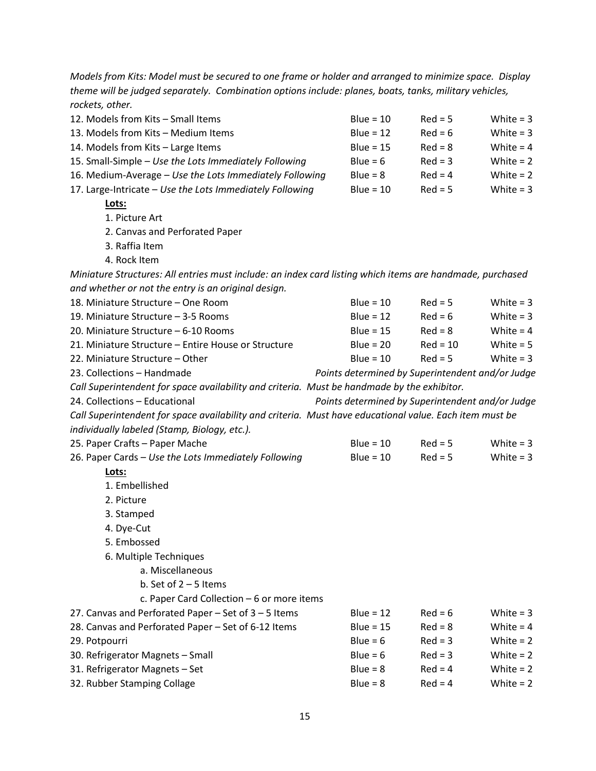*Models from Kits: Model must be secured to one frame or holder and arranged to minimize space. Display theme will be judged separately. Combination options include: planes, boats, tanks, military vehicles, rockets, other.*

| | | | |
|---|---|---|---|
| 12. Models from Kits – Small Items | Blue = 10 | Red = 5 | White = 3 |
| 13. Models from Kits – Medium Items | Blue = 12 | Red = 6 | White = 3 |
| 14. Models from Kits – Large Items | Blue = 15 | Red = 8 | White = 4 |
| 15. Small-Simple – *Use the Lots Immediately Following* | Blue = 6 | Red = 3 | White = 2 |
| 16. Medium-Average – *Use the Lots Immediately Following* | Blue = 8 | Red = 4 | White = 2 |
| 17. Large-Intricate – *Use the Lots Immediately Following* | Blue = 10 | Red = 5 | White = 3 |

**Lots:**

1. Picture Art
2. Canvas and Perforated Paper
3. Raffia Item
4. Rock Item

*Miniature Structures: All entries must include: an index card listing which items are handmade, purchased and whether or not the entry is an original design.*

| | | | |
|---|---|---|---|
| 18. Miniature Structure – One Room | Blue = 10 | Red = 5 | White = 3 |
| 19. Miniature Structure – 3-5 Rooms | Blue = 12 | Red = 6 | White = 3 |
| 20. Miniature Structure – 6-10 Rooms | Blue = 15 | Red = 8 | White = 4 |
| 21. Miniature Structure – Entire House or Structure | Blue = 20 | Red = 10 | White = 5 |
| 22. Miniature Structure – Other | Blue = 10 | Red = 5 | White = 3 |

23. Collections – Handmade — *Points determined by Superintendent and/or Judge*

*Call Superintendent for space availability and criteria. Must be handmade by the exhibitor.*

24. Collections – Educational — *Points determined by Superintendent and/or Judge*

*Call Superintendent for space availability and criteria. Must have educational value. Each item must be individually labeled (Stamp, Biology, etc.).*

| | | | |
|---|---|---|---|
| 25. Paper Crafts – Paper Mache | Blue = 10 | Red = 5 | White = 3 |
| 26. Paper Cards – *Use the Lots Immediately Following* | Blue = 10 | Red = 5 | White = 3 |

**Lots:**

1. Embellished
2. Picture
3. Stamped
4. Dye-Cut
5. Embossed
6. Multiple Techniques
   - a. Miscellaneous
   - b. Set of 2 – 5 Items
   - c. Paper Card Collection – 6 or more items

| | | | |
|---|---|---|---|
| 27. Canvas and Perforated Paper – Set of 3 – 5 Items | Blue = 12 | Red = 6 | White = 3 |
| 28. Canvas and Perforated Paper – Set of 6-12 Items | Blue = 15 | Red = 8 | White = 4 |
| 29. Potpourri | Blue = 6 | Red = 3 | White = 2 |
| 30. Refrigerator Magnets – Small | Blue = 6 | Red = 3 | White = 2 |
| 31. Refrigerator Magnets – Set | Blue = 8 | Red = 4 | White = 2 |
| 32. Rubber Stamping Collage | Blue = 8 | Red = 4 | White = 2 |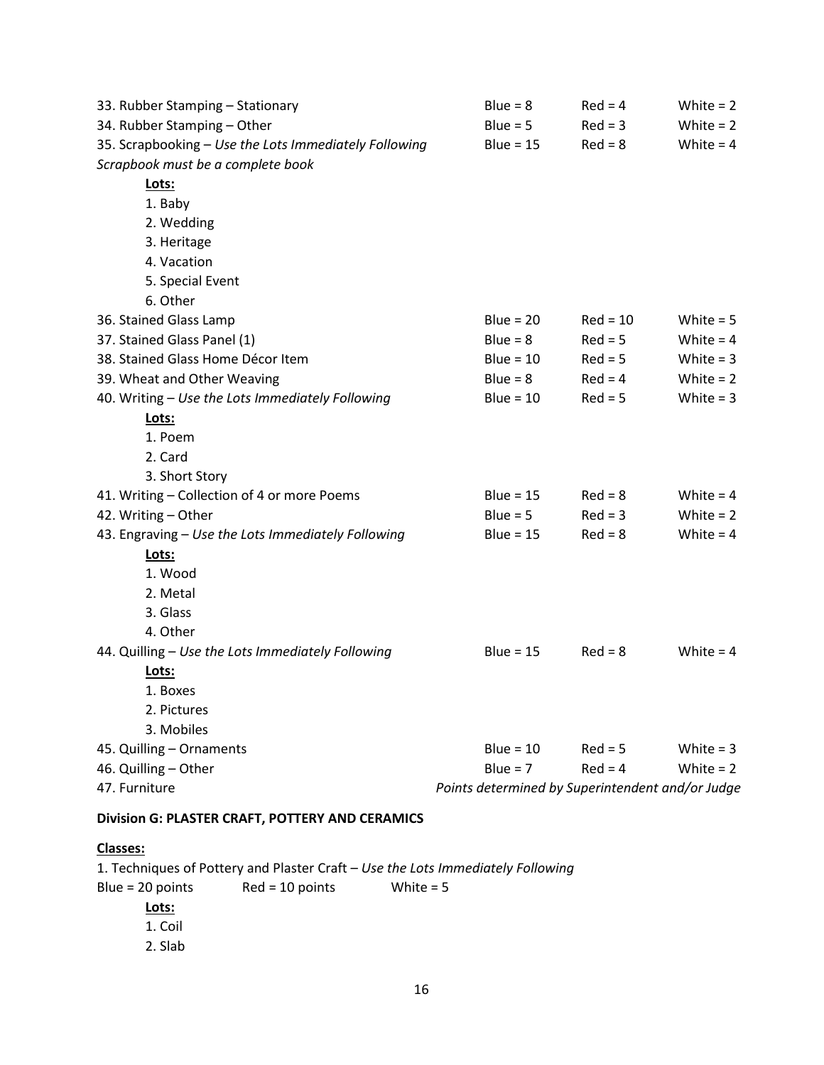33. Rubber Stamping – Stationary Blue = 8 Red = 4 White = 2
34. Rubber Stamping – Other Blue = 5 Red = 3 White = 2
35. Scrapbooking – *Use the Lots Immediately Following* Blue = 15 Red = 8 White = 4
*Scrapbook must be a complete book*

**Lots:**
1. Baby
2. Wedding
3. Heritage
4. Vacation
5. Special Event
6. Other

36. Stained Glass Lamp Blue = 20 Red = 10 White = 5
37. Stained Glass Panel (1) Blue = 8 Red = 5 White = 4
38. Stained Glass Home Décor Item Blue = 10 Red = 5 White = 3
39. Wheat and Other Weaving Blue = 8 Red = 4 White = 2
40. Writing – *Use the Lots Immediately Following* Blue = 10 Red = 5 White = 3

**Lots:**
1. Poem
2. Card
3. Short Story

41. Writing – Collection of 4 or more Poems Blue = 15 Red = 8 White = 4
42. Writing – Other Blue = 5 Red = 3 White = 2
43. Engraving – *Use the Lots Immediately Following* Blue = 15 Red = 8 White = 4

**Lots:**
1. Wood
2. Metal
3. Glass
4. Other

44. Quilling – *Use the Lots Immediately Following* Blue = 15 Red = 8 White = 4

**Lots:**
1. Boxes
2. Pictures
3. Mobiles

45. Quilling – Ornaments Blue = 10 Red = 5 White = 3
46. Quilling – Other Blue = 7 Red = 4 White = 2
47. Furniture *Points determined by Superintendent and/or Judge*

**Division G: PLASTER CRAFT, POTTERY AND CERAMICS**

**Classes:**

1. Techniques of Pottery and Plaster Craft – *Use the Lots Immediately Following*
Blue = 20 points Red = 10 points White = 5

**Lots:**
1. Coil
2. Slab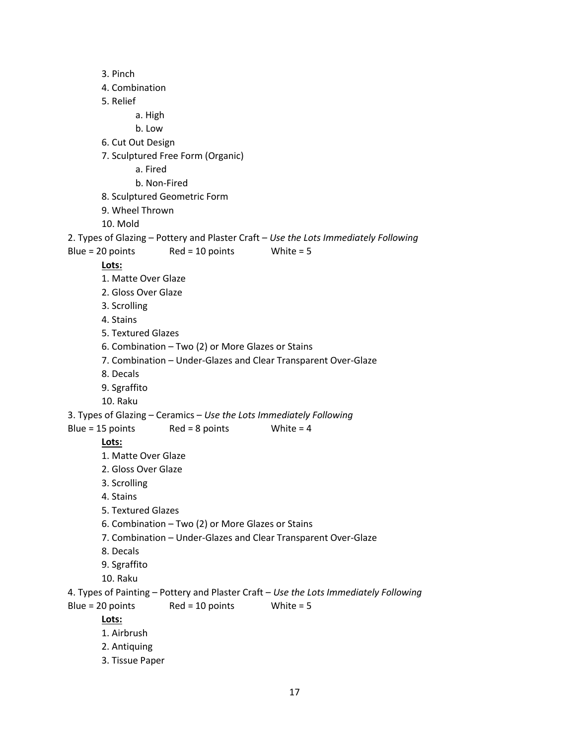3. Pinch
4. Combination
5. Relief
   a. High
   b. Low
6. Cut Out Design
7. Sculptured Free Form (Organic)
   a. Fired
   b. Non-Fired
8. Sculptured Geometric Form
9. Wheel Thrown
10. Mold

2. Types of Glazing – Pottery and Plaster Craft – *Use the Lots Immediately Following*

Blue = 20 points	Red = 10 points	White = 5

**Lots:**

1. Matte Over Glaze
2. Gloss Over Glaze
3. Scrolling
4. Stains
5. Textured Glazes
6. Combination – Two (2) or More Glazes or Stains
7. Combination – Under-Glazes and Clear Transparent Over-Glaze
8. Decals
9. Sgraffito
10. Raku

3. Types of Glazing – Ceramics – *Use the Lots Immediately Following*

Blue = 15 points	Red = 8 points	White = 4

**Lots:**

1. Matte Over Glaze
2. Gloss Over Glaze
3. Scrolling
4. Stains
5. Textured Glazes
6. Combination – Two (2) or More Glazes or Stains
7. Combination – Under-Glazes and Clear Transparent Over-Glaze
8. Decals
9. Sgraffito
10. Raku

4. Types of Painting – Pottery and Plaster Craft – *Use the Lots Immediately Following*

Blue = 20 points	Red = 10 points	White = 5

**Lots:**

1. Airbrush
2. Antiquing
3. Tissue Paper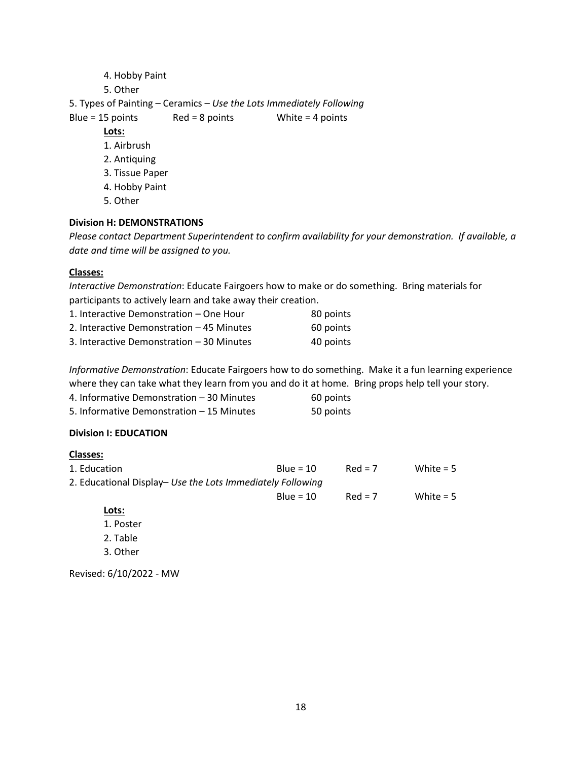4. Hobby Paint
5. Other

5. Types of Painting – Ceramics – *Use the Lots Immediately Following*

Blue = 15 points    Red = 8 points    White = 4 points

**Lots:**

1. Airbrush
2. Antiquing
3. Tissue Paper
4. Hobby Paint
5. Other

**Division H: DEMONSTRATIONS**

*Please contact Department Superintendent to confirm availability for your demonstration. If available, a date and time will be assigned to you.*

**Classes:**

*Interactive Demonstration*: Educate Fairgoers how to make or do something. Bring materials for participants to actively learn and take away their creation.

| | |
|---|---|
| 1. Interactive Demonstration – One Hour | 80 points |
| 2. Interactive Demonstration – 45 Minutes | 60 points |
| 3. Interactive Demonstration – 30 Minutes | 40 points |

*Informative Demonstration*: Educate Fairgoers how to do something. Make it a fun learning experience where they can take what they learn from you and do it at home. Bring props help tell your story.

| | |
|---|---|
| 4. Informative Demonstration – 30 Minutes | 60 points |
| 5. Informative Demonstration – 15 Minutes | 50 points |

**Division I: EDUCATION**

**Classes:**

| | | | |
|---|---|---|---|
| 1. Education | Blue = 10 | Red = 7 | White = 5 |
| 2. Educational Display– *Use the Lots Immediately Following* | Blue = 10 | Red = 7 | White = 5 |

**Lots:**

1. Poster
2. Table
3. Other

Revised: 6/10/2022 - MW